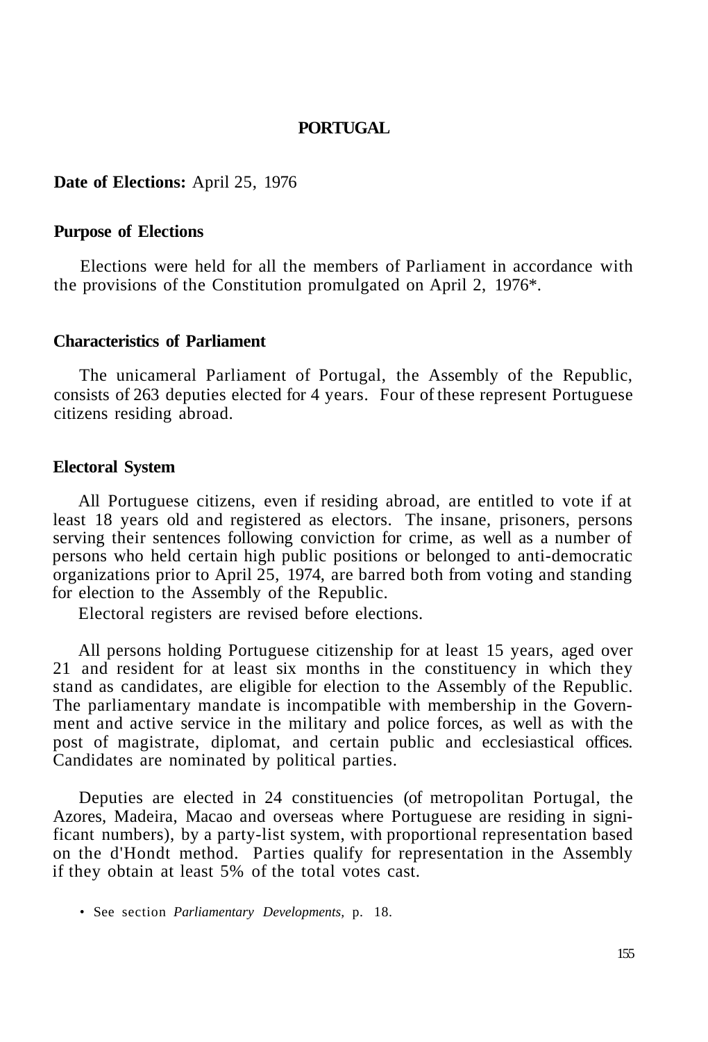# PORTUGAL

**Date of Elections:** April 25, 1976

## Purpose of Elections

Elections were held for all the members of Parliament in accordance with the provisions of the Constitution promulgated on April 2, 1976*.

## Characteristics of Parliament

The unicameral Parliament of Portugal, the Assembly of the Republic, consists of 263 deputies elected for 4 years. Four of these represent Portuguese citizens residing abroad.

## Electoral System

All Portuguese citizens, even if residing abroad, are entitled to vote if at least 18 years old and registered as electors. The insane, prisoners, persons serving their sentences following conviction for crime, as well as a number of persons who held certain high public positions or belonged to anti-democratic organizations prior to April 25, 1974, are barred both from voting and standing for election to the Assembly of the Republic.

Electoral registers are revised before elections.

All persons holding Portuguese citizenship for at least 15 years, aged over 21 and resident for at least six months in the constituency in which they stand as candidates, are eligible for election to the Assembly of the Republic. The parliamentary mandate is incompatible with membership in the Government and active service in the military and police forces, as well as with the post of magistrate, diplomat, and certain public and ecclesiastical offices. Candidates are nominated by political parties.

Deputies are elected in 24 constituencies (of metropolitan Portugal, the Azores, Madeira, Macao and overseas where Portuguese are residing in significant numbers), by a party-list system, with proportional representation based on the d'Hondt method. Parties qualify for representation in the Assembly if they obtain at least 5% of the total votes cast.

* See section *Parliamentary Developments,* p. 18.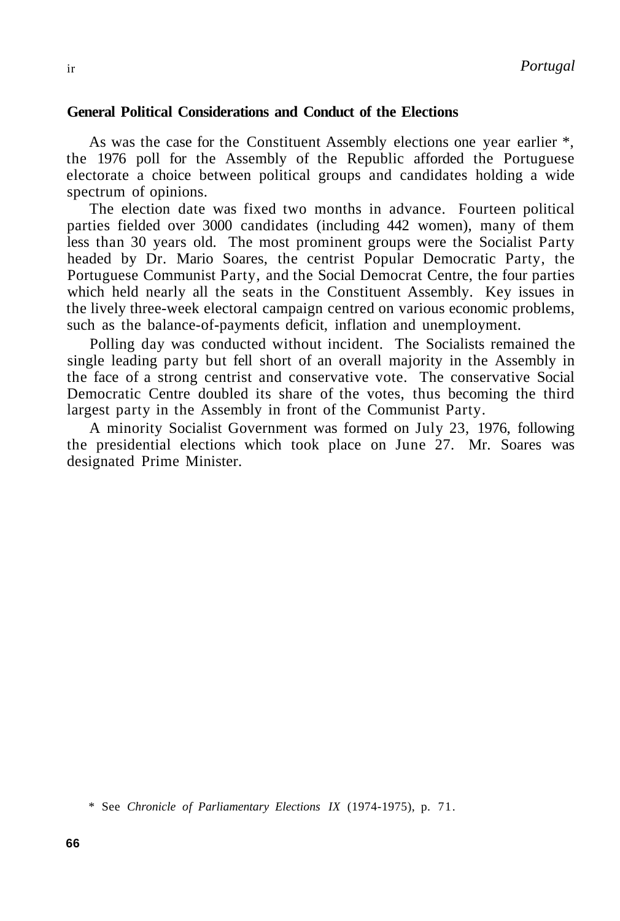## General Political Considerations and Conduct of the Elections

As was the case for the Constituent Assembly elections one year earlier *, the 1976 poll for the Assembly of the Republic afforded the Portuguese electorate a choice between political groups and candidates holding a wide spectrum of opinions.

The election date was fixed two months in advance. Fourteen political parties fielded over 3000 candidates (including 442 women), many of them less than 30 years old. The most prominent groups were the Socialist Party headed by Dr. Mario Soares, the centrist Popular Democratic Party, the Portuguese Communist Party, and the Social Democrat Centre, the four parties which held nearly all the seats in the Constituent Assembly. Key issues in the lively three-week electoral campaign centred on various economic problems, such as the balance-of-payments deficit, inflation and unemployment.

Polling day was conducted without incident. The Socialists remained the single leading party but fell short of an overall majority in the Assembly in the face of a strong centrist and conservative vote. The conservative Social Democratic Centre doubled its share of the votes, thus becoming the third largest party in the Assembly in front of the Communist Party.

A minority Socialist Government was formed on July 23, 1976, following the presidential elections which took place on June 27. Mr. Soares was designated Prime Minister.

\* See *Chronicle of Parliamentary Elections IX* (1974-1975), p. 71.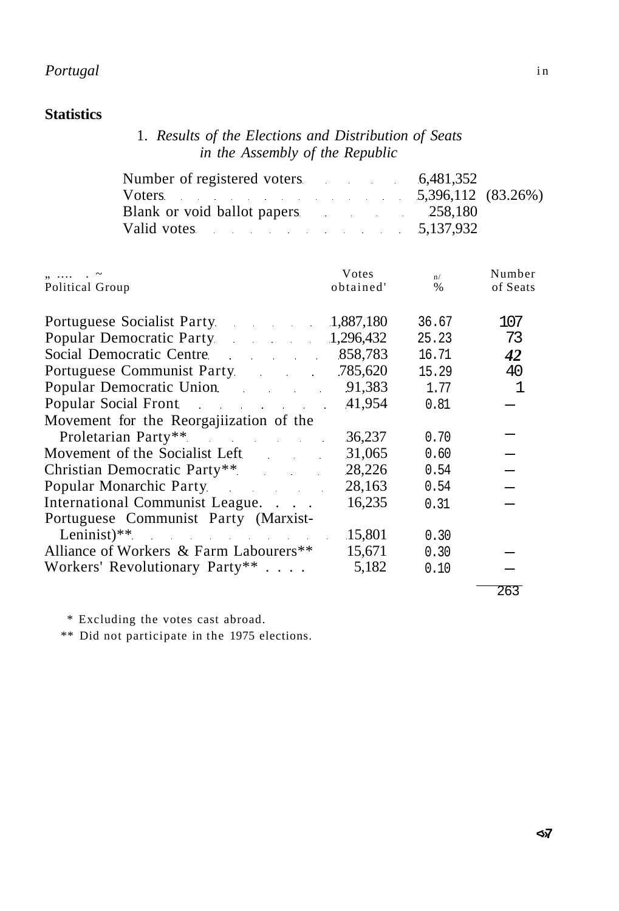## Statistics

### 1. *Results of the Elections and Distribution of Seats in the Assembly of the Republic*

| | | |
|---|---|---|
| Number of registered voters | 6,481,352 | |
| Voters | 5,396,112 | (83.26%) |
| Blank or void ballot papers | 258,180 | |
| Valid votes | 5,137,932 | |

| Political Group | Votes obtained* | % | Number of Seats |
|---|---|---|---|
| Portuguese Socialist Party | 1,887,180 | 36.67 | 107 |
| Popular Democratic Party | 1,296,432 | 25.23 | 73 |
| Social Democratic Centre | 858,783 | 16.71 | 42 |
| Portuguese Communist Party | 785,620 | 15.29 | 40 |
| Popular Democratic Union | 91,383 | 1.77 | 1 |
| Popular Social Front | 41,954 | 0.81 | — |
| Movement for the Reorgajiization of the Proletarian Party** | 36,237 | 0.70 | — |
| Movement of the Socialist Left | 31,065 | 0.60 | — |
| Christian Democratic Party** | 28,226 | 0.54 | — |
| Popular Monarchic Party | 28,163 | 0.54 | — |
| International Communist League | 16,235 | 0.31 | — |
| Portuguese Communist Party (Marxist-Leninist)** | 15,801 | 0.30 | |
| Alliance of Workers & Farm Labourers** | 15,671 | 0.30 | — |
| Workers' Revolutionary Party** | 5,182 | 0.10 | — |
| | | | 263 |

\* Excluding the votes cast abroad.

** Did not participate in the 1975 elections.